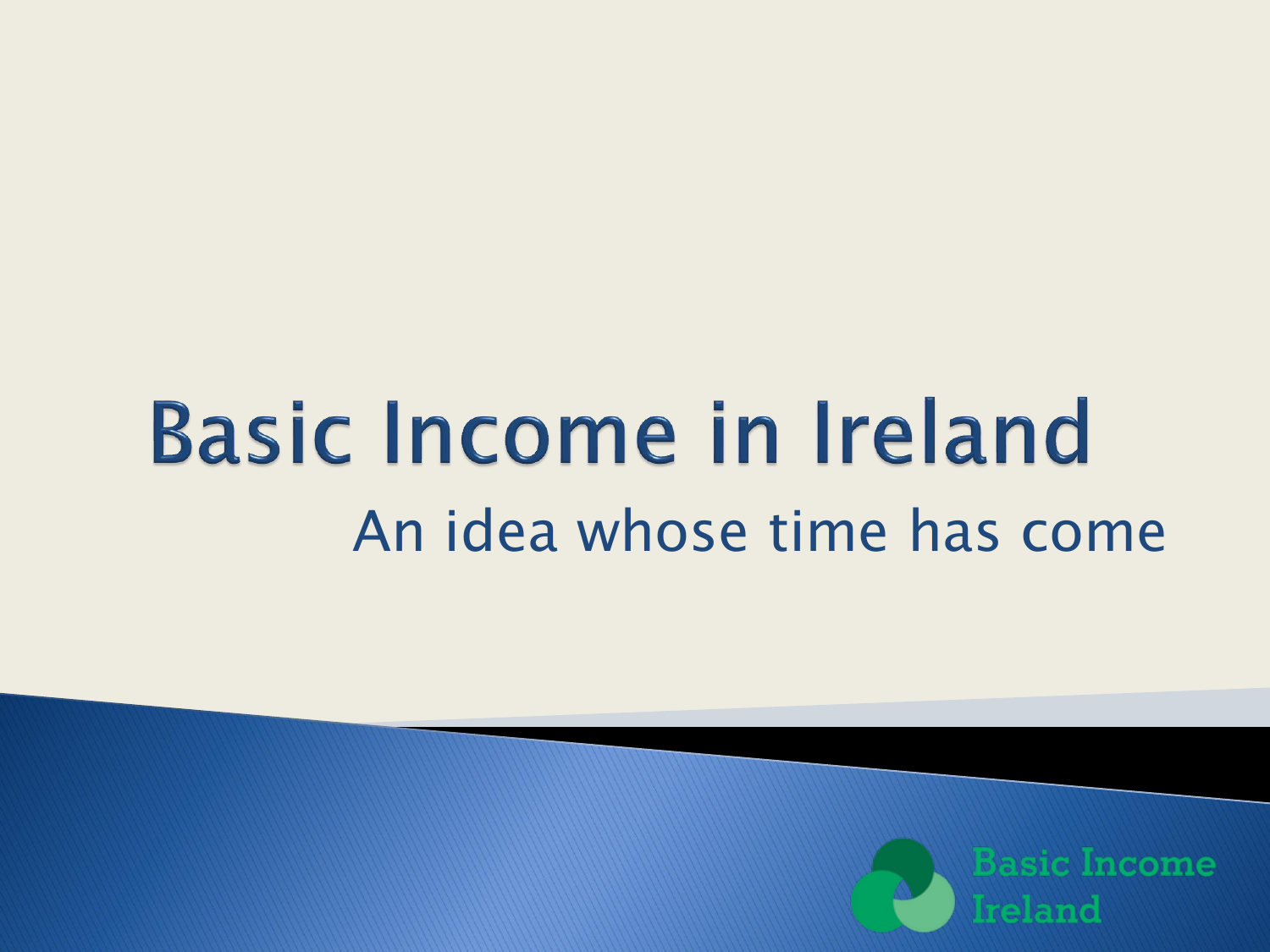# Basic Income in Ireland

An idea whose time has come

Basic Income Ireland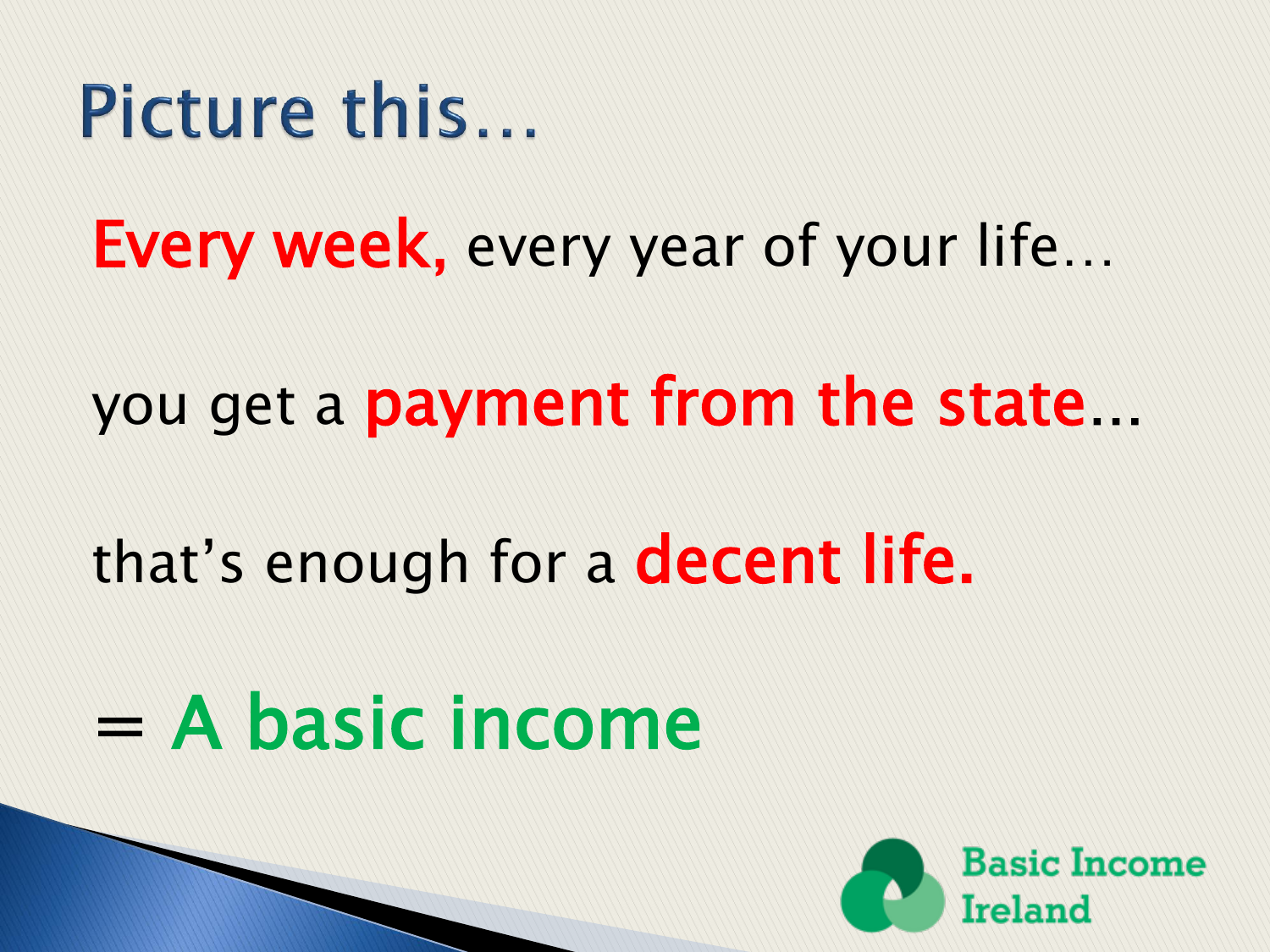# Picture this…

**Every week,** every year of your life…

you get a **payment from the state**…

that's enough for a **decent life.**

= **A basic income**

Basic Income Ireland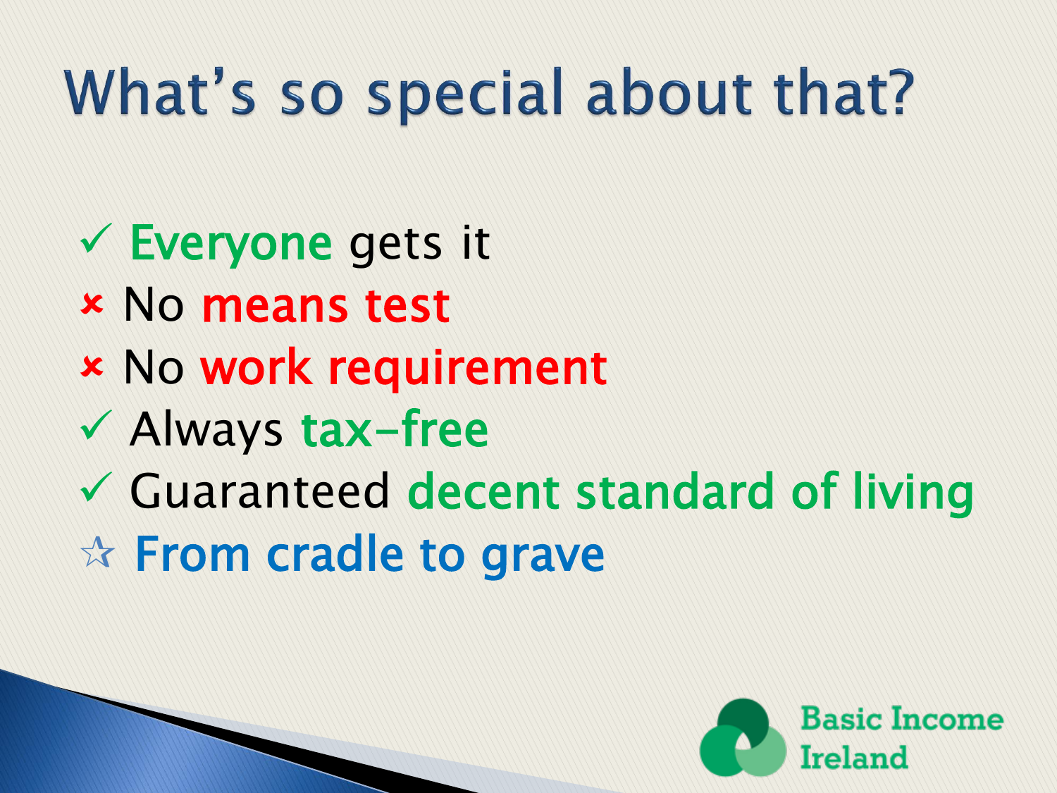# What's so special about that?

- ✓ Everyone gets it
- × No means test
- × No work requirement
- ✓ Always tax-free
- ✓ Guaranteed decent standard of living
- ☆ From cradle to grave

Basic Income Ireland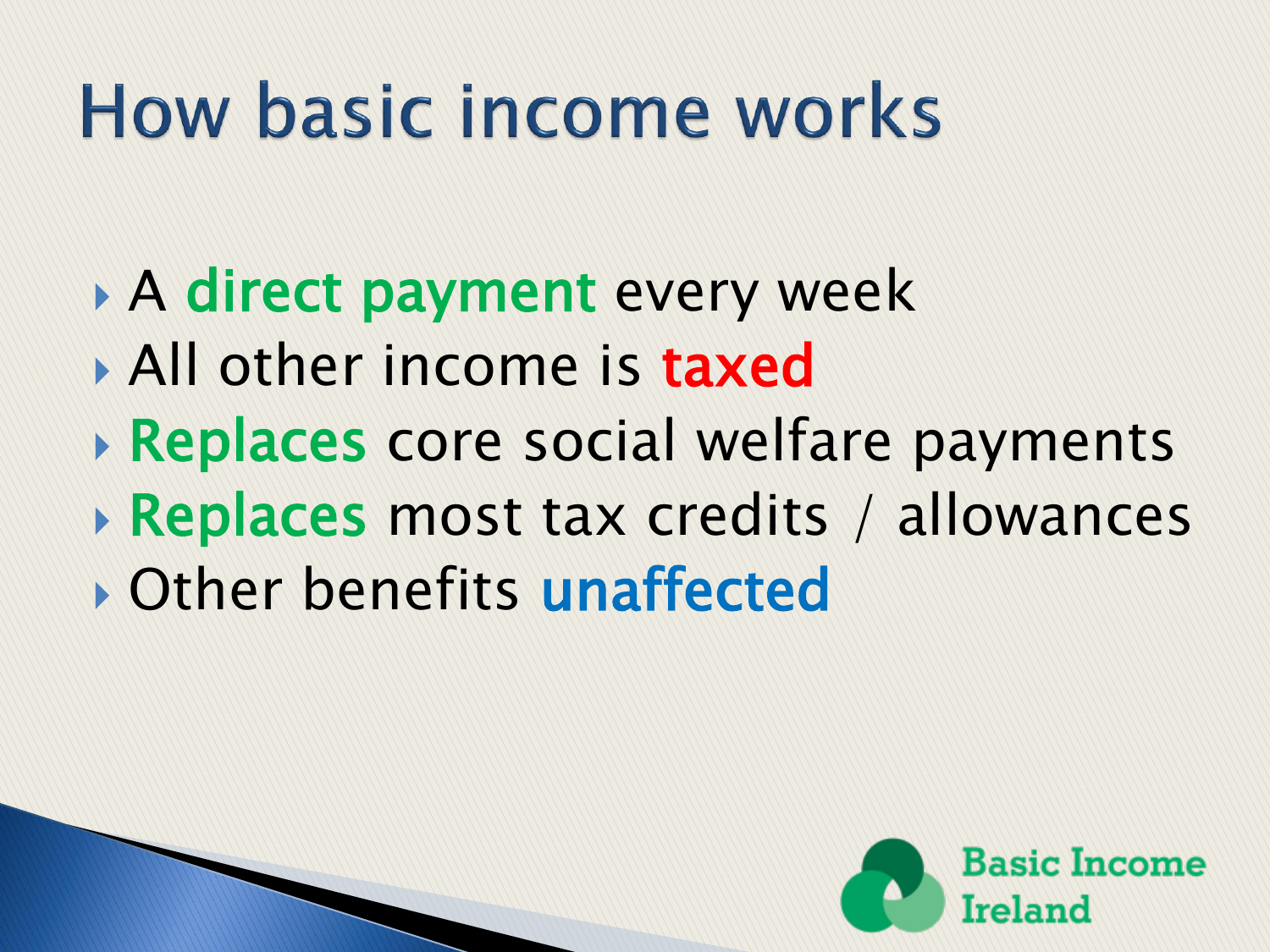# How basic income works

- A direct payment every week
- All other income is **taxed**
- **Replaces** core social welfare payments
- **Replaces** most tax credits / allowances
- Other benefits **unaffected**

Basic Income Ireland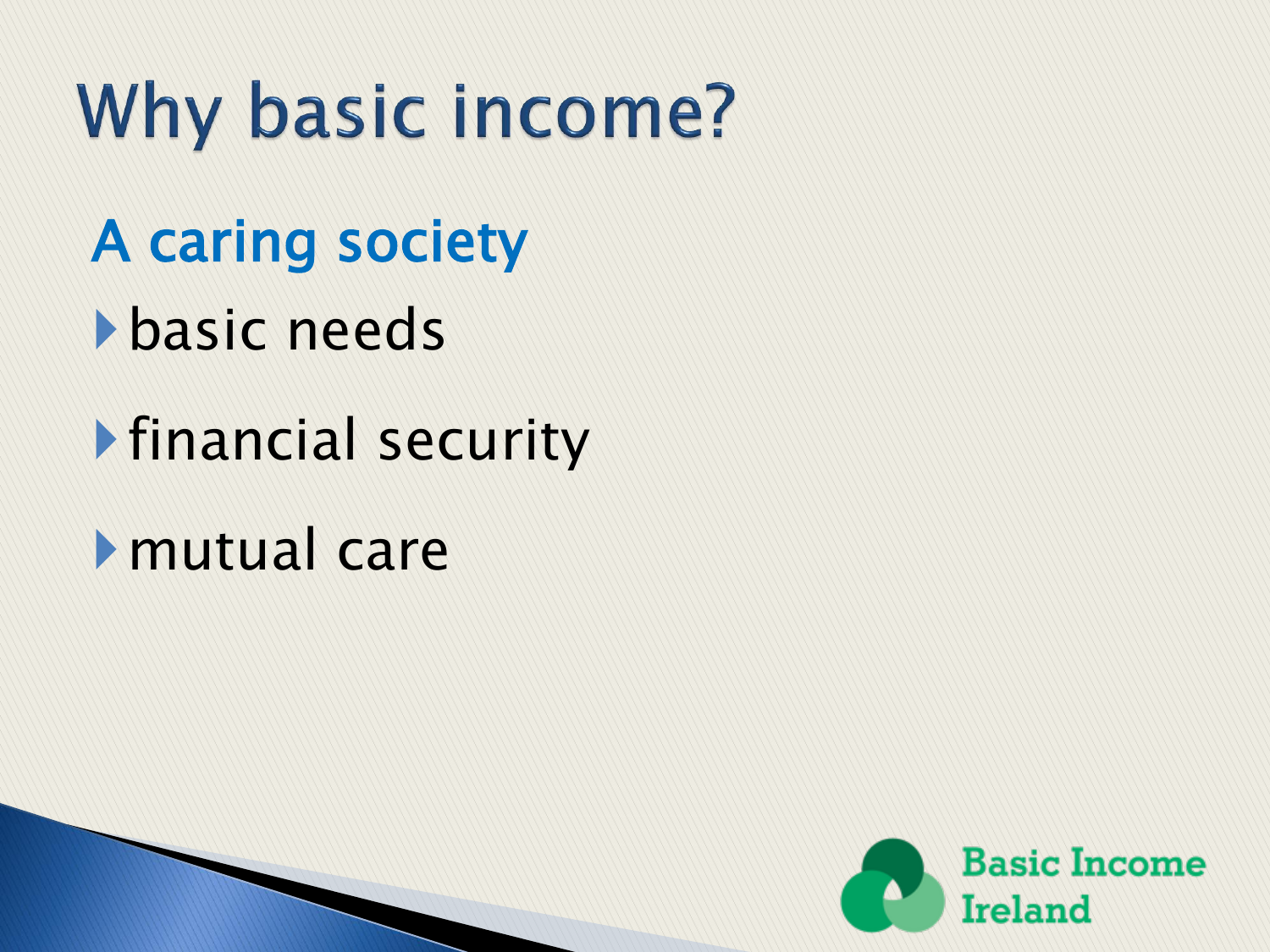# Why basic income?

## A caring society

- basic needs
- financial security
- mutual care

Basic Income Ireland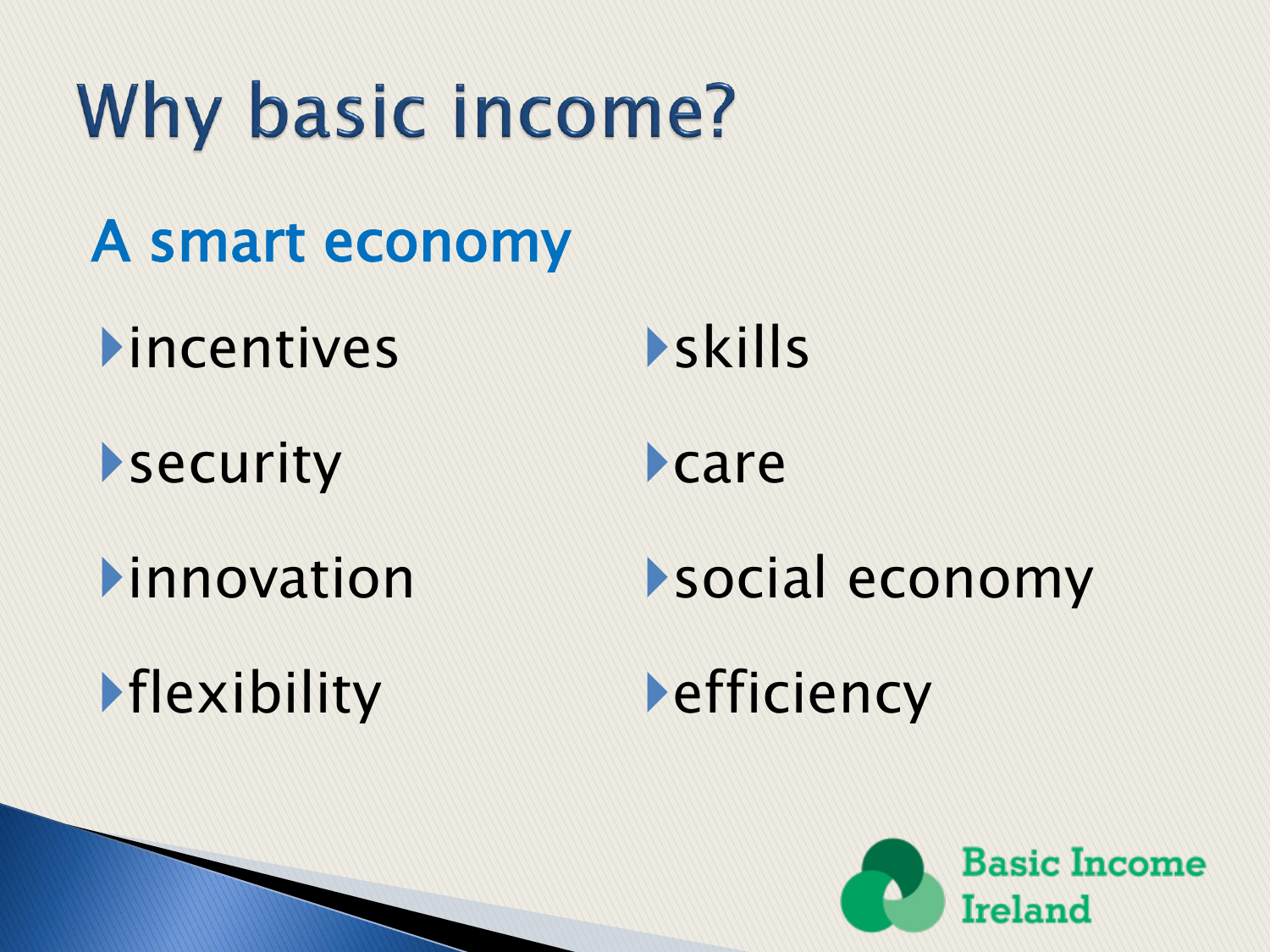# Why basic income?

## A smart economy

- incentives
- security
- innovation
- flexibility
- skills
- care
- social economy
- efficiency

Basic Income Ireland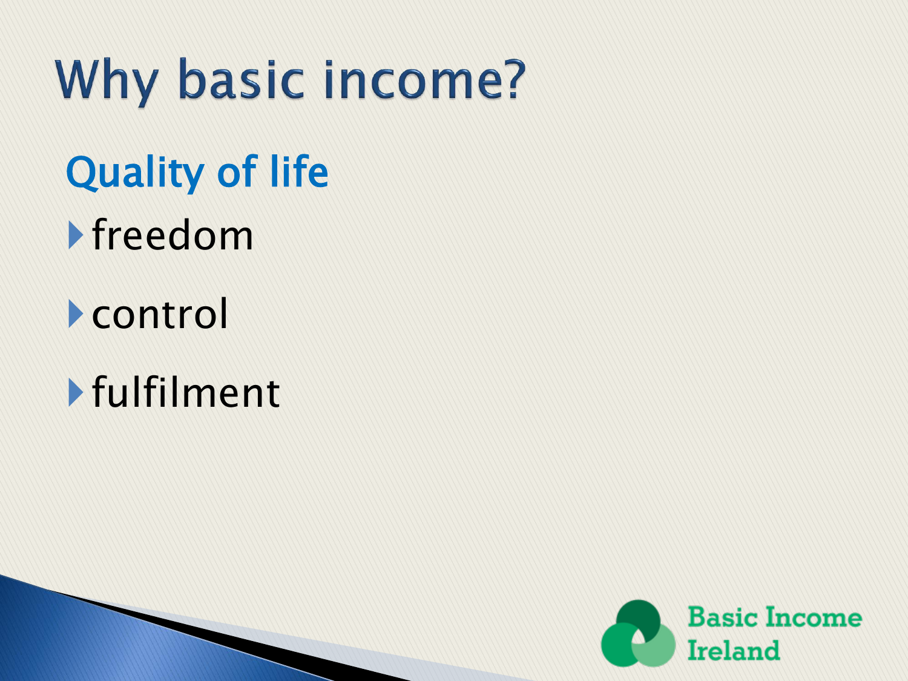# Why basic income?

## Quality of life

- freedom
- control
- fulfilment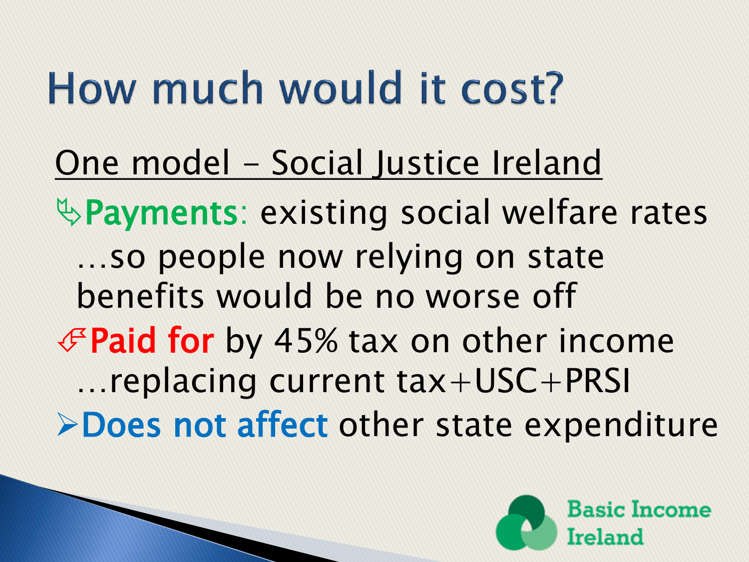# How much would it cost?

One model – Social Justice Ireland

- **Payments**: existing social welfare rates …so people now relying on state benefits would be no worse off
- **Paid for** by 45% tax on other income …replacing current tax+USC+PRSI
- **Does not affect** other state expenditure

Basic Income Ireland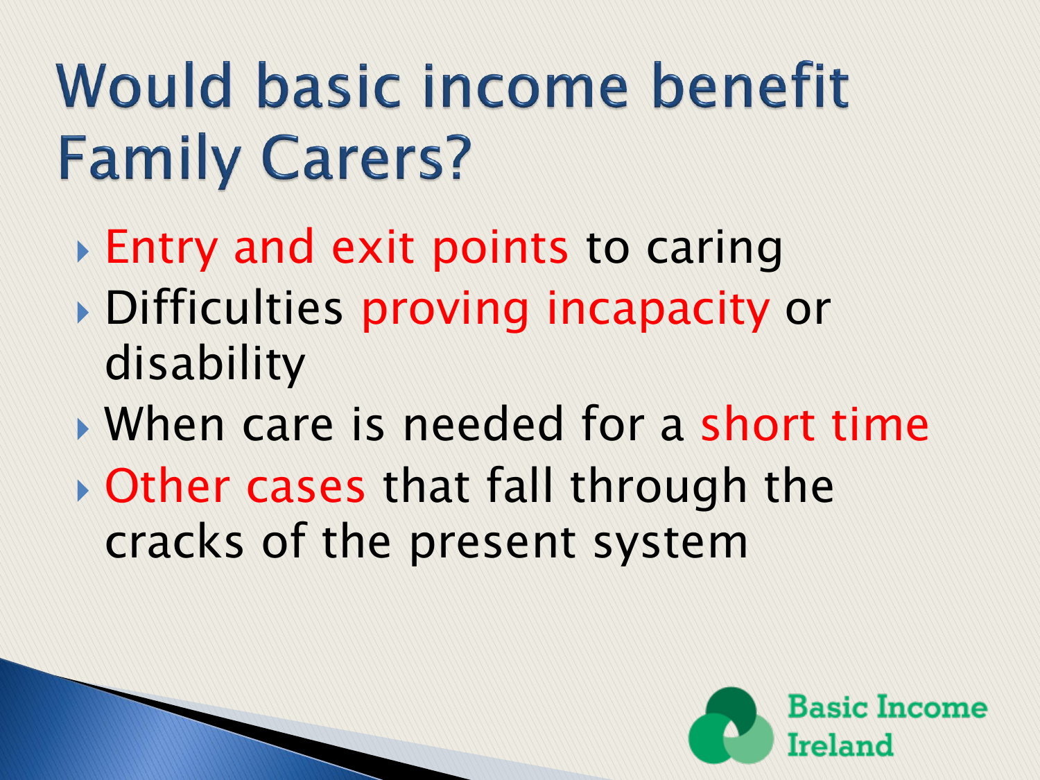# Would basic income benefit Family Carers?

- Entry and exit points to caring
- Difficulties proving incapacity or disability
- When care is needed for a short time
- Other cases that fall through the cracks of the present system

Basic Income Ireland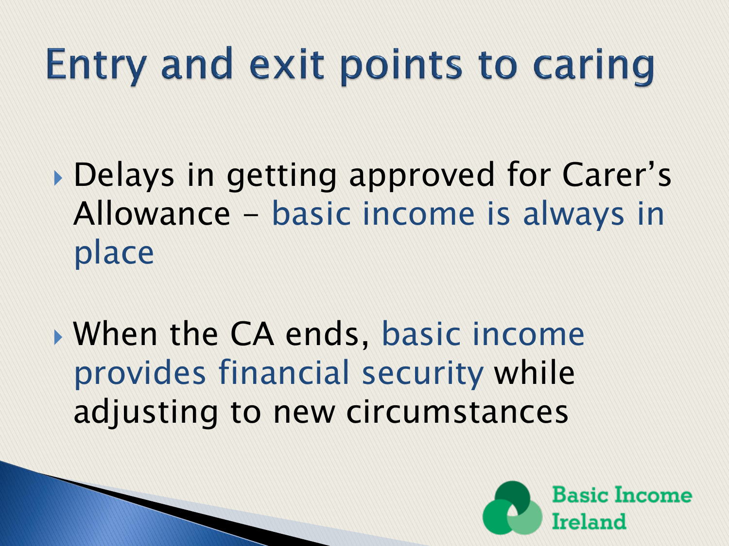# Entry and exit points to caring

- Delays in getting approved for Carer's Allowance – basic income is always in place
- When the CA ends, basic income provides financial security while adjusting to new circumstances

Basic Income Ireland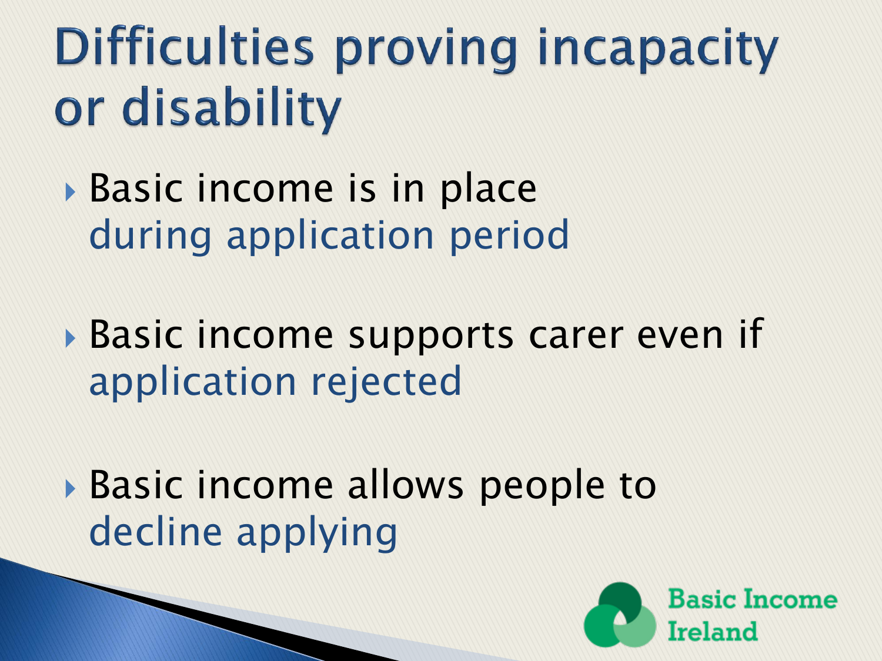# Difficulties proving incapacity or disability

- Basic income is in place during application period
- Basic income supports carer even if application rejected
- Basic income allows people to decline applying

Basic Income Ireland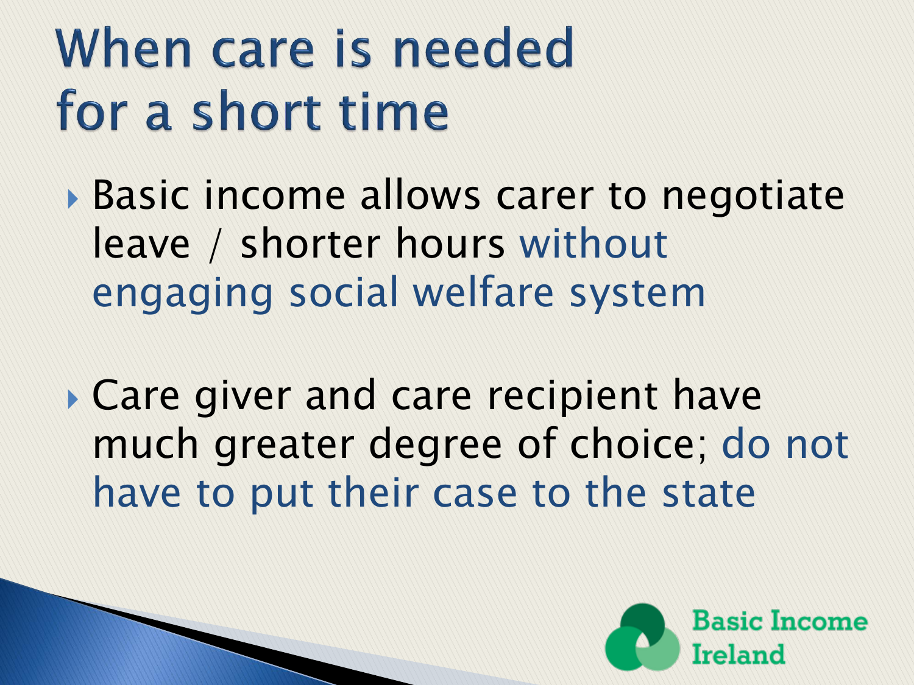# When care is needed for a short time

- Basic income allows carer to negotiate leave / shorter hours without engaging social welfare system

- Care giver and care recipient have much greater degree of choice; do not have to put their case to the state

Basic Income Ireland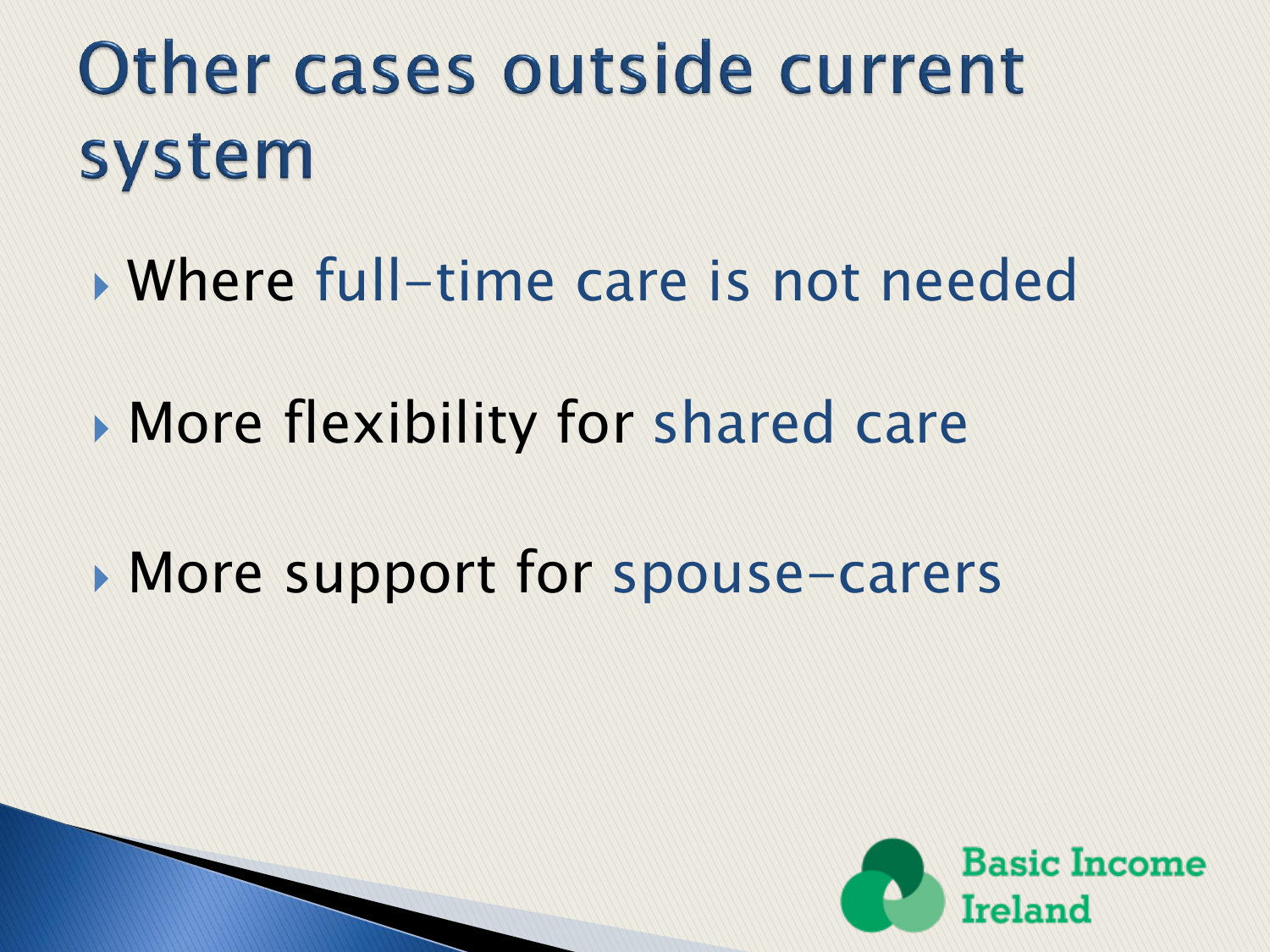# Other cases outside current system

- Where full-time care is not needed
- More flexibility for shared care
- More support for spouse-carers

Basic Income Ireland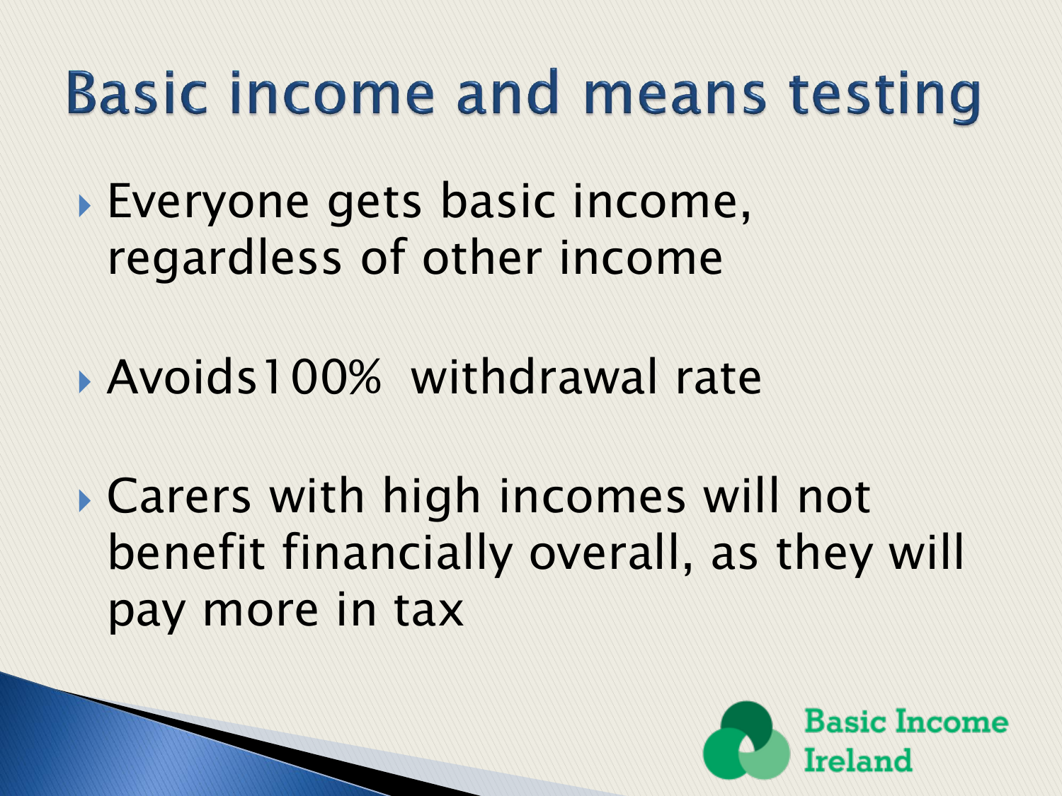# Basic income and means testing

- Everyone gets basic income, regardless of other income

- Avoids100%  withdrawal rate

- Carers with high incomes will not benefit financially overall, as they will pay more in tax

Basic Income Ireland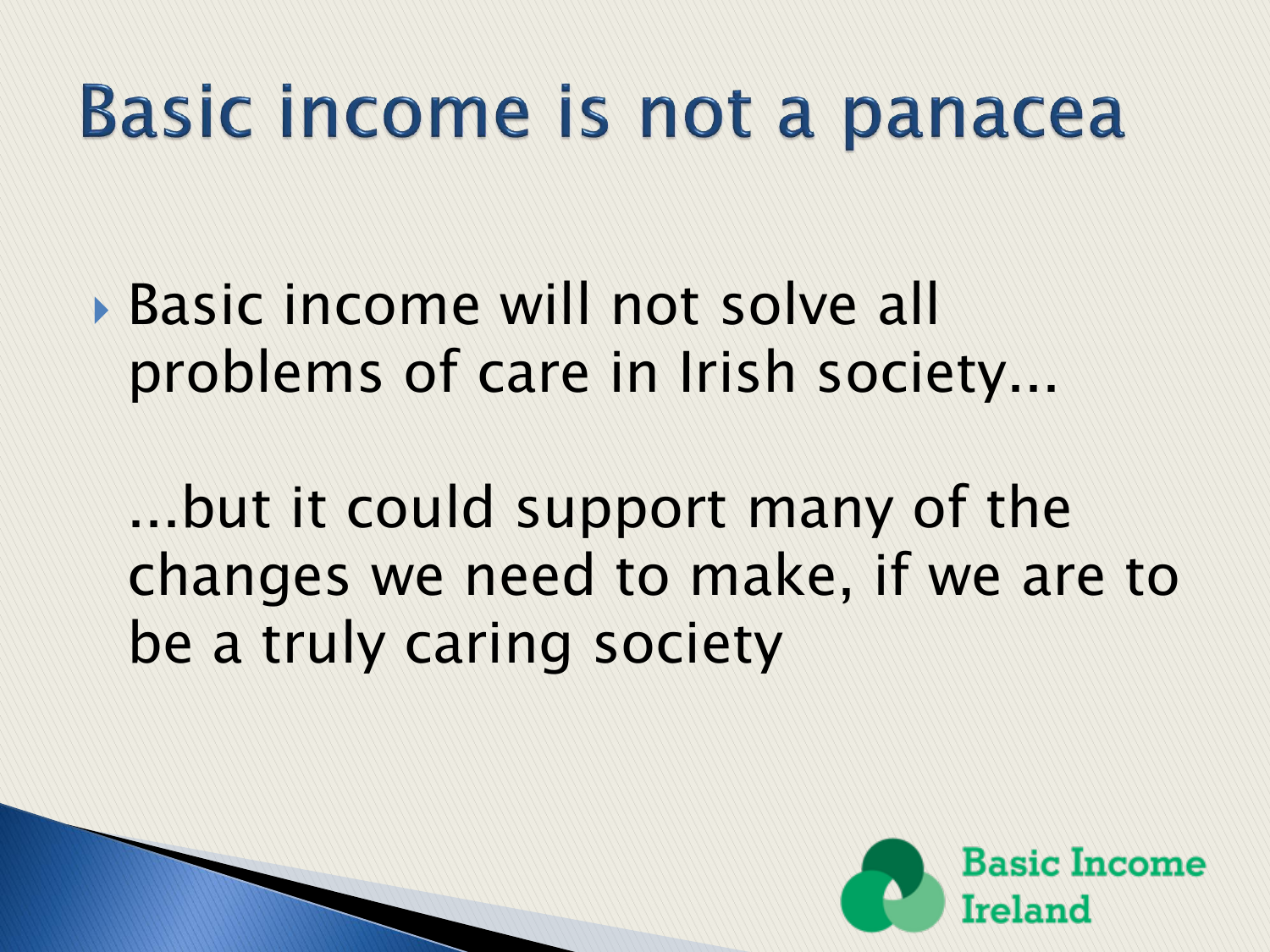# Basic income is not a panacea

- Basic income will not solve all problems of care in Irish society...

  ...but it could support many of the changes we need to make, if we are to be a truly caring society

Basic Income Ireland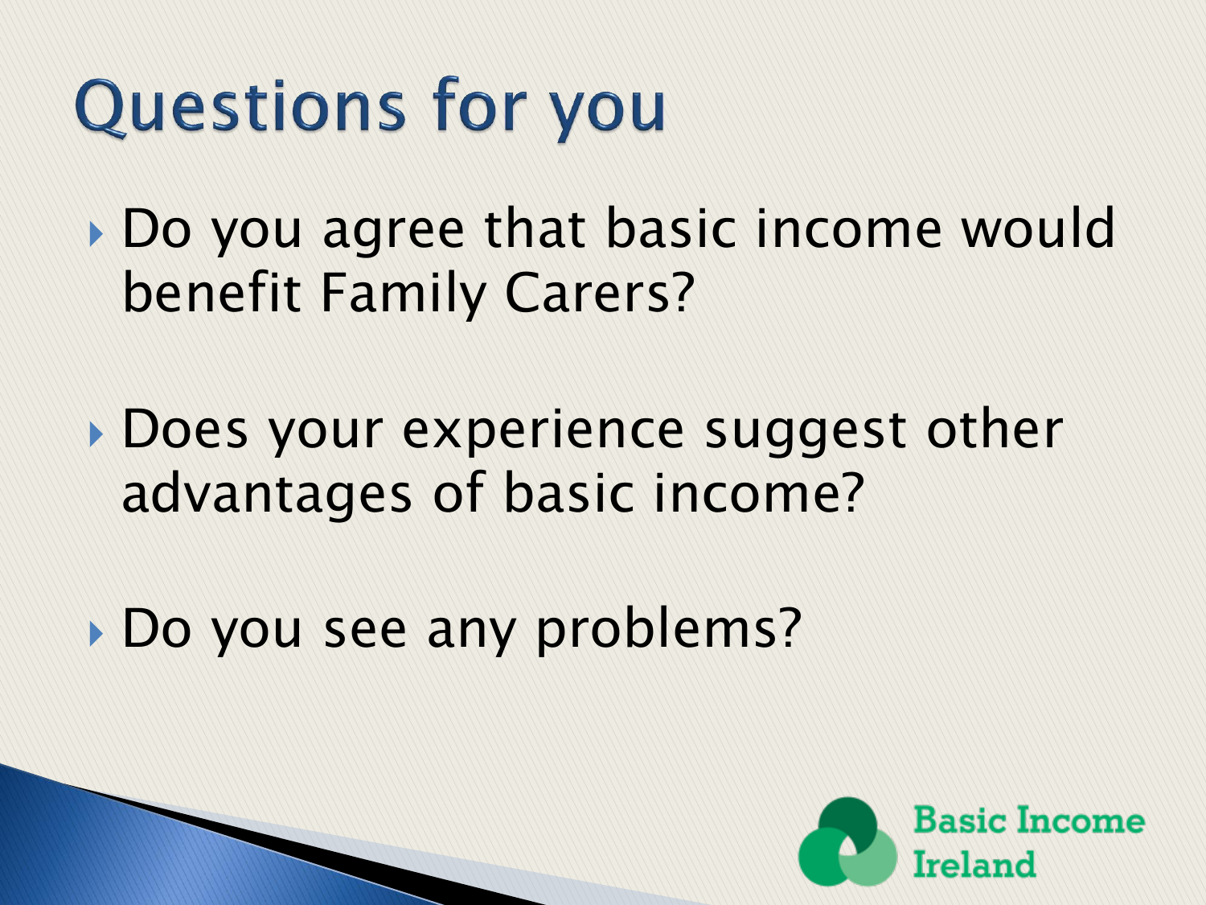# Questions for you

- Do you agree that basic income would benefit Family Carers?
- Does your experience suggest other advantages of basic income?
- Do you see any problems?

Basic Income Ireland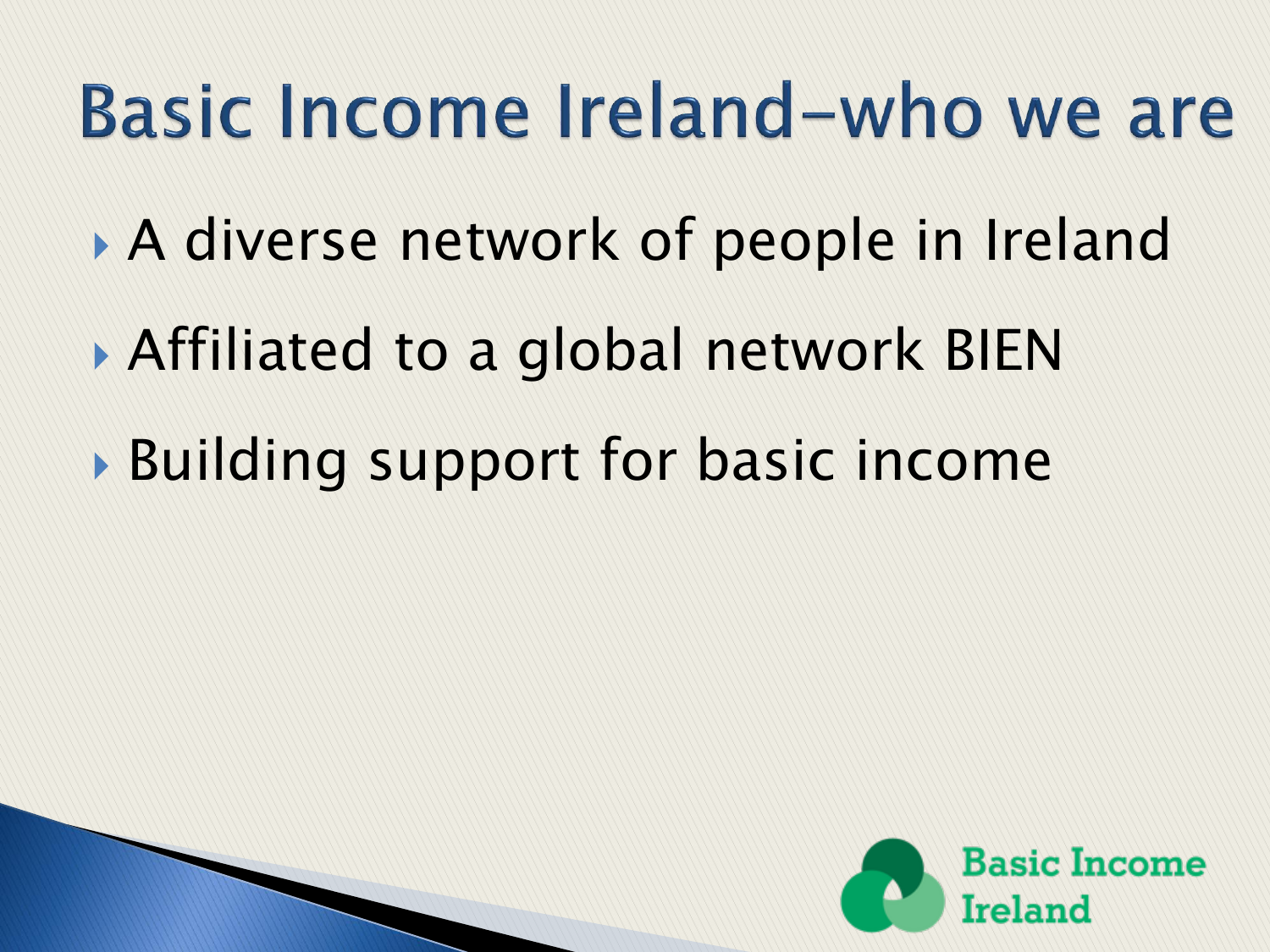# Basic Income Ireland–who we are

- A diverse network of people in Ireland
- Affiliated to a global network BIEN
- Building support for basic income

Basic Income Ireland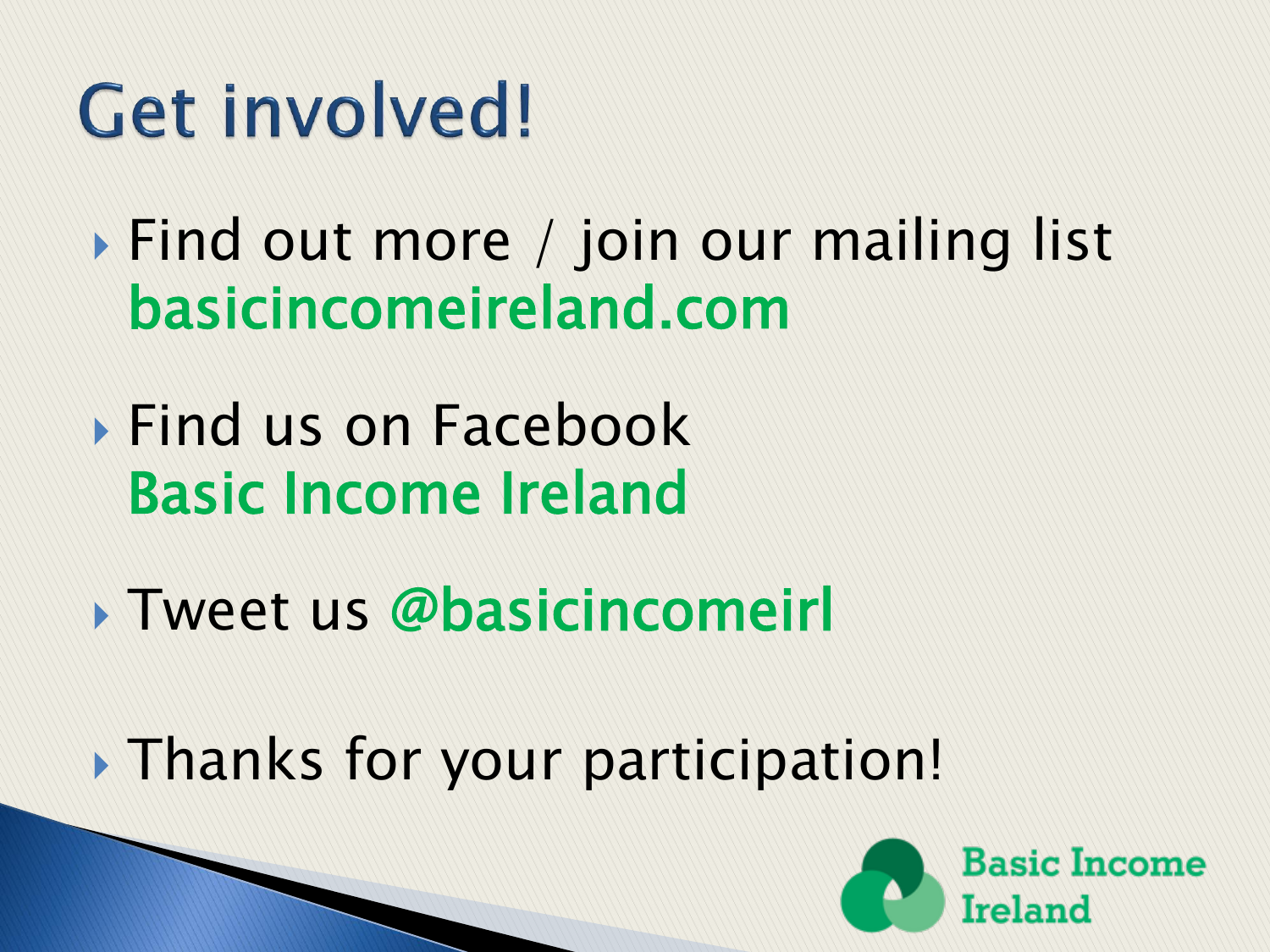# Get involved!

- Find out more / join our mailing list
  **basicincomeireland.com**
- Find us on Facebook
  **Basic Income Ireland**
- Tweet us **@basicincomeirl**
- Thanks for your participation!

Basic Income Ireland